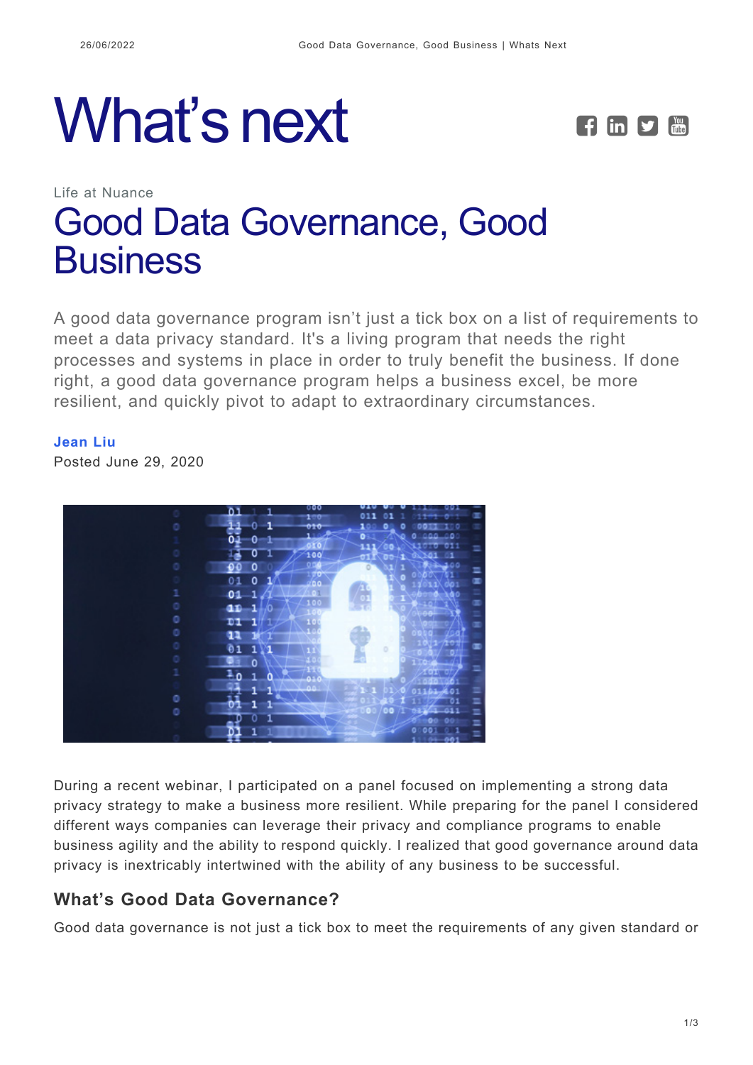# What's next

Life at Nuance

## Good Data Governance, Good Business

A good data governance program isn't just a tick box on a list of requirements to meet a data privacy standard. It's a living program that needs the right processes and systems in place in order to truly benefit the business. If done right, a good data governance program helps a business excel, be more resilient, and quickly pivot to adapt to extraordinary circumstances.

**Jean Liu**

Posted June 29, 2020

During a recent webinar, I participated on a panel focused on implementing a strong data privacy strategy to make a business more resilient. While preparing for the panel I considered different ways companies can leverage their privacy and compliance programs to enable business agility and the ability to respond quickly. I realized that good governance around data privacy is inextricably intertwined with the ability of any business to be successful.

### What's Good Data Governance?

Good data governance is not just a tick box to meet the requirements of any given standard or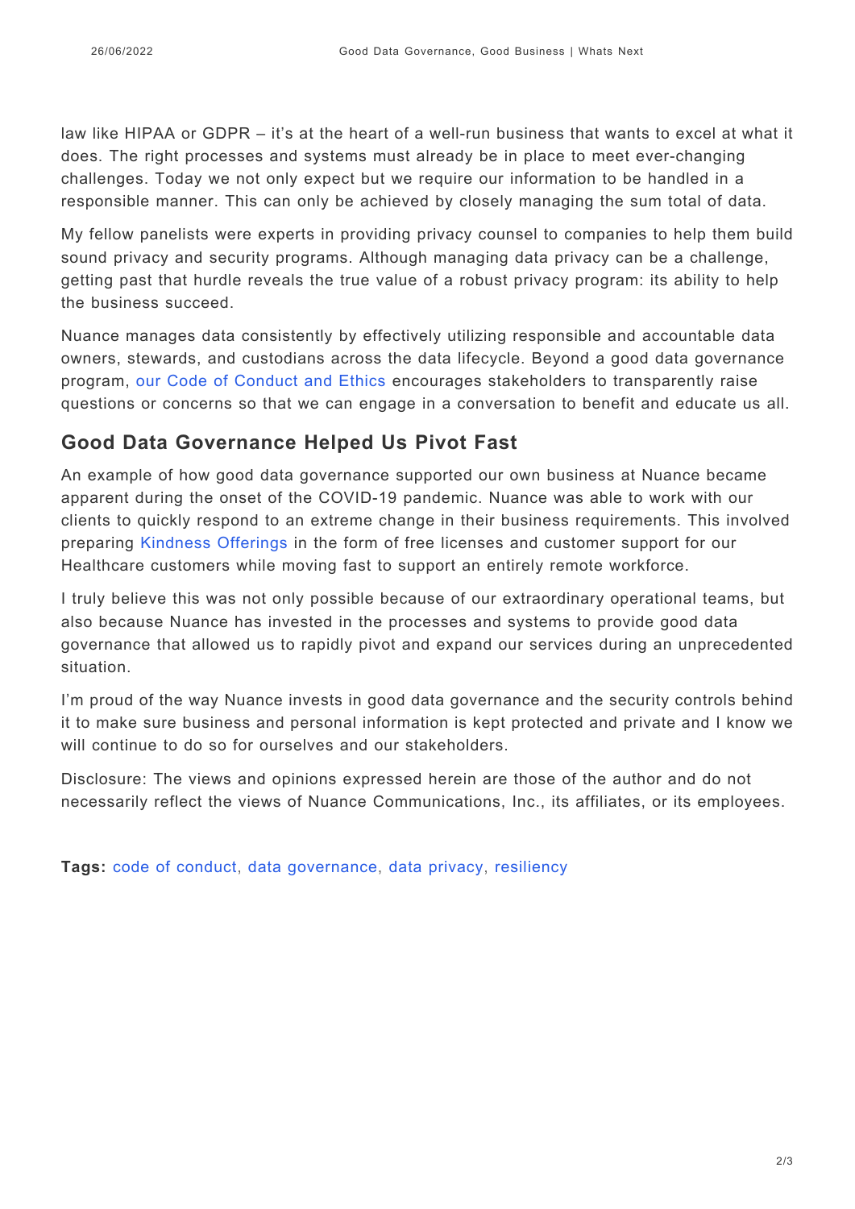law like HIPAA or GDPR – it's at the heart of a well-run business that wants to excel at what it does. The right processes and systems must already be in place to meet ever-changing challenges. Today we not only expect but we require our information to be handled in a responsible manner. This can only be achieved by closely managing the sum total of data.

My fellow panelists were experts in providing privacy counsel to companies to help them build sound privacy and security programs. Although managing data privacy can be a challenge, getting past that hurdle reveals the true value of a robust privacy program: its ability to help the business succeed.

Nuance manages data consistently by effectively utilizing responsible and accountable data owners, stewards, and custodians across the data lifecycle. Beyond a good data governance program, our Code of Conduct and Ethics encourages stakeholders to transparently raise questions or concerns so that we can engage in a conversation to benefit and educate us all.

## Good Data Governance Helped Us Pivot Fast

An example of how good data governance supported our own business at Nuance became apparent during the onset of the COVID-19 pandemic. Nuance was able to work with our clients to quickly respond to an extreme change in their business requirements. This involved preparing Kindness Offerings in the form of free licenses and customer support for our Healthcare customers while moving fast to support an entirely remote workforce.

I truly believe this was not only possible because of our extraordinary operational teams, but also because Nuance has invested in the processes and systems to provide good data governance that allowed us to rapidly pivot and expand our services during an unprecedented situation.

I'm proud of the way Nuance invests in good data governance and the security controls behind it to make sure business and personal information is kept protected and private and I know we will continue to do so for ourselves and our stakeholders.

Disclosure: The views and opinions expressed herein are those of the author and do not necessarily reflect the views of Nuance Communications, Inc., its affiliates, or its employees.

**Tags:** code of conduct, data governance, data privacy, resiliency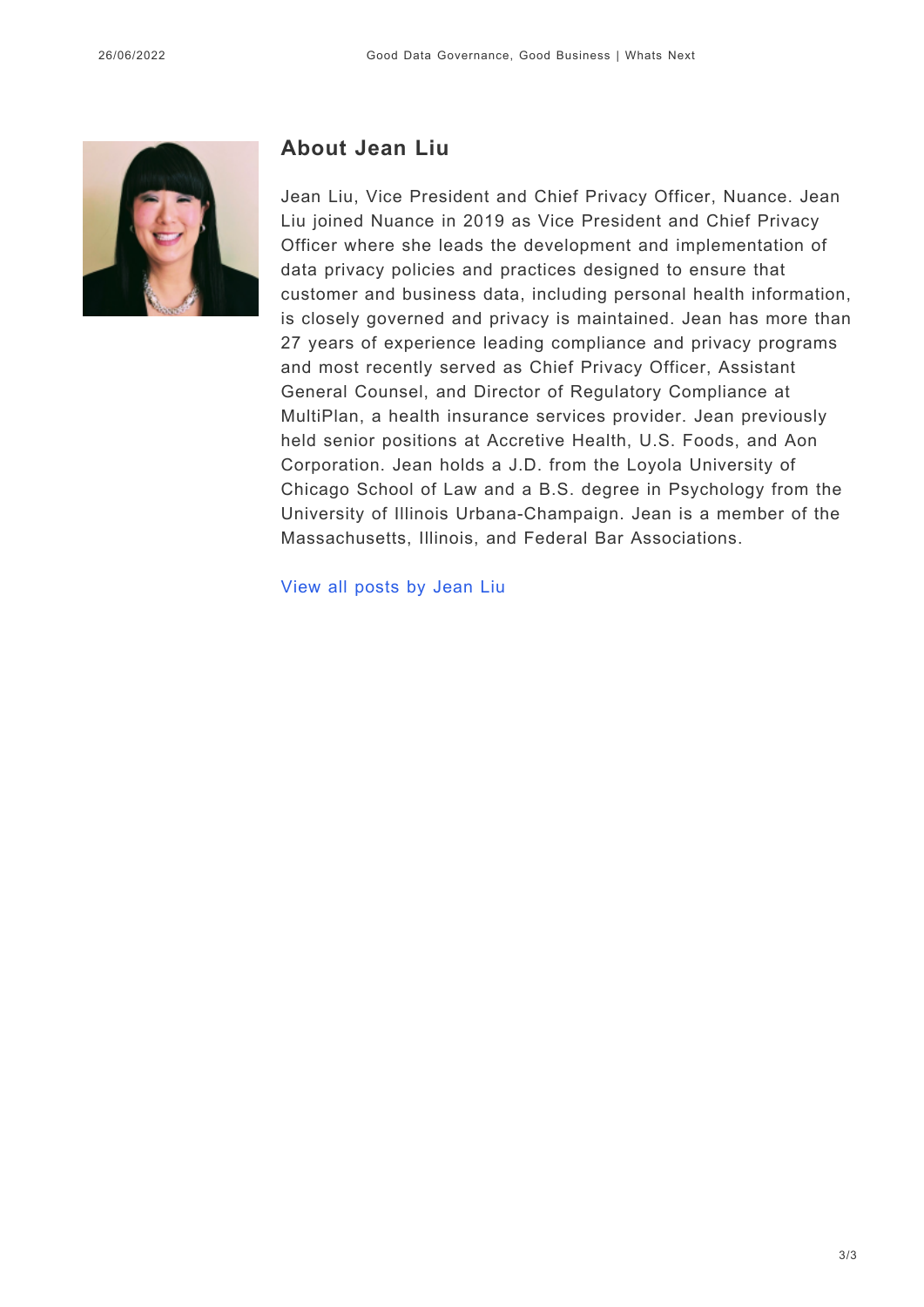## About Jean Liu

Jean Liu, Vice President and Chief Privacy Officer, Nuance. Jean Liu joined Nuance in 2019 as Vice President and Chief Privacy Officer where she leads the development and implementation of data privacy policies and practices designed to ensure that customer and business data, including personal health information, is closely governed and privacy is maintained. Jean has more than 27 years of experience leading compliance and privacy programs and most recently served as Chief Privacy Officer, Assistant General Counsel, and Director of Regulatory Compliance at MultiPlan, a health insurance services provider. Jean previously held senior positions at Accretive Health, U.S. Foods, and Aon Corporation. Jean holds a J.D. from the Loyola University of Chicago School of Law and a B.S. degree in Psychology from the University of Illinois Urbana-Champaign. Jean is a member of the Massachusetts, Illinois, and Federal Bar Associations.

View all posts by Jean Liu